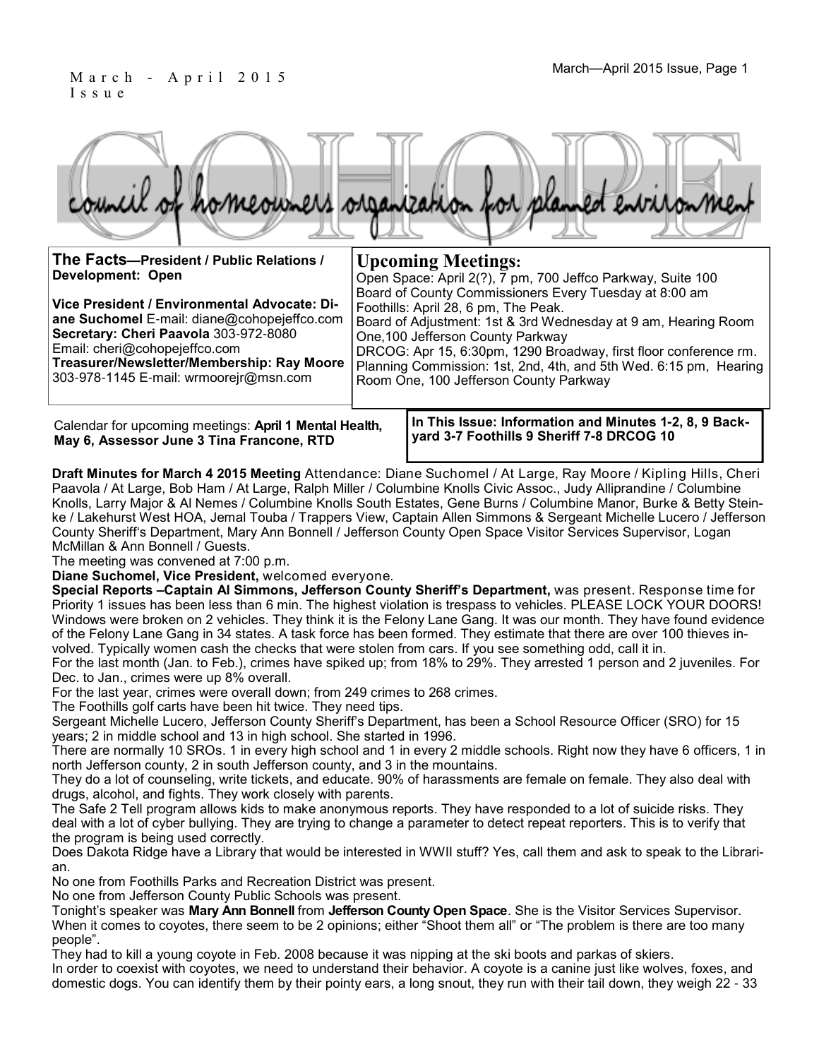March - April 2015 Issue

# COHOPE

council of homeowners organization for planned environment

**The Facts—President / Public Relations / Development: Open**

**Vice President / Environmental Advocate: Diane Suchomel** E-mail: diane@cohopejeffco.com
**Secretary: Cheri Paavola** 303-972-8080
Email: cheri@cohopejeffco.com
**Treasurer/Newsletter/Membership: Ray Moore** 303-978-1145 E-mail: wrmoorejr@msn.com

## Upcoming Meetings:

Open Space: April 2(?), 7 pm, 700 Jeffco Parkway, Suite 100
Board of County Commissioners Every Tuesday at 8:00 am
Foothills: April 28, 6 pm, The Peak.
Board of Adjustment: 1st & 3rd Wednesday at 9 am, Hearing Room One,100 Jefferson County Parkway
DRCOG: Apr 15, 6:30pm, 1290 Broadway, first floor conference rm.
Planning Commission: 1st, 2nd, 4th, and 5th Wed. 6:15 pm, Hearing Room One, 100 Jefferson County Parkway

Calendar for upcoming meetings: **April 1 Mental Health, May 6, Assessor June 3 Tina Francone, RTD**

**In This Issue: Information and Minutes 1-2, 8, 9 Backyard 3-7 Foothills 9 Sheriff 7-8 DRCOG 10**

**Draft Minutes for March 4 2015 Meeting** Attendance: Diane Suchomel / At Large, Ray Moore / Kipling Hills, Cheri Paavola / At Large, Bob Ham / At Large, Ralph Miller / Columbine Knolls Civic Assoc., Judy Alliprandine / Columbine Knolls, Larry Major & Al Nemes / Columbine Knolls South Estates, Gene Burns / Columbine Manor, Burke & Betty Steinke / Lakehurst West HOA, Jemal Touba / Trappers View, Captain Allen Simmons & Sergeant Michelle Lucero / Jefferson County Sheriff's Department, Mary Ann Bonnell / Jefferson County Open Space Visitor Services Supervisor, Logan McMillan & Ann Bonnell / Guests.

The meeting was convened at 7:00 p.m.

**Diane Suchomel, Vice President,** welcomed everyone.

**Special Reports –Captain Al Simmons, Jefferson County Sheriff's Department,** was present. Response time for Priority 1 issues has been less than 6 min. The highest violation is trespass to vehicles. PLEASE LOCK YOUR DOORS! Windows were broken on 2 vehicles. They think it is the Felony Lane Gang. It was our month. They have found evidence of the Felony Lane Gang in 34 states. A task force has been formed. They estimate that there are over 100 thieves involved. Typically women cash the checks that were stolen from cars. If you see something odd, call it in.

For the last month (Jan. to Feb.), crimes have spiked up; from 18% to 29%. They arrested 1 person and 2 juveniles. For Dec. to Jan., crimes were up 8% overall.

For the last year, crimes were overall down; from 249 crimes to 268 crimes.

The Foothills golf carts have been hit twice. They need tips.

Sergeant Michelle Lucero, Jefferson County Sheriff's Department, has been a School Resource Officer (SRO) for 15 years; 2 in middle school and 13 in high school. She started in 1996.

There are normally 10 SROs. 1 in every high school and 1 in every 2 middle schools. Right now they have 6 officers, 1 in north Jefferson county, 2 in south Jefferson county, and 3 in the mountains.

They do a lot of counseling, write tickets, and educate. 90% of harassments are female on female. They also deal with drugs, alcohol, and fights. They work closely with parents.

The Safe 2 Tell program allows kids to make anonymous reports. They have responded to a lot of suicide risks. They deal with a lot of cyber bullying. They are trying to change a parameter to detect repeat reporters. This is to verify that the program is being used correctly.

Does Dakota Ridge have a Library that would be interested in WWII stuff? Yes, call them and ask to speak to the Librarian.

No one from Foothills Parks and Recreation District was present.

No one from Jefferson County Public Schools was present.

Tonight's speaker was **Mary Ann Bonnell** from **Jefferson County Open Space**. She is the Visitor Services Supervisor. When it comes to coyotes, there seem to be 2 opinions; either "Shoot them all" or "The problem is there are too many people".

They had to kill a young coyote in Feb. 2008 because it was nipping at the ski boots and parkas of skiers.

In order to coexist with coyotes, we need to understand their behavior. A coyote is a canine just like wolves, foxes, and domestic dogs. You can identify them by their pointy ears, a long snout, they run with their tail down, they weigh 22 - 33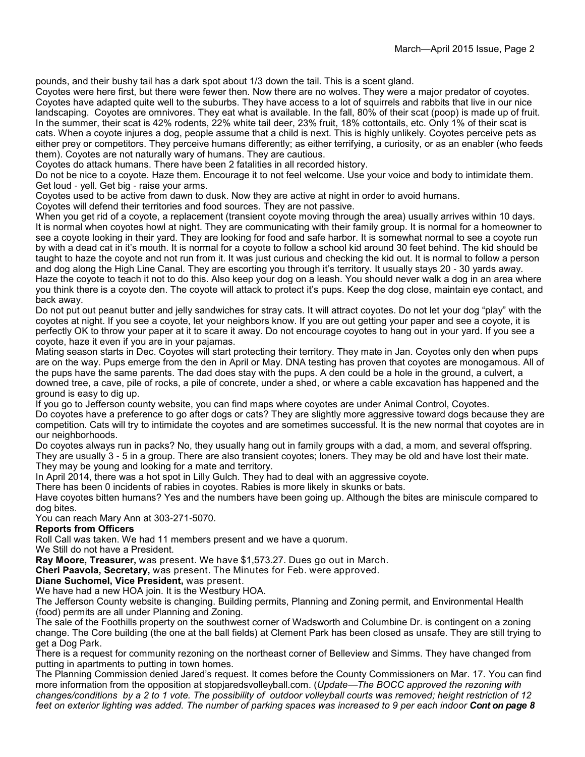pounds, and their bushy tail has a dark spot about 1/3 down the tail. This is a scent gland.

Coyotes were here first, but there were fewer then. Now there are no wolves. They were a major predator of coyotes. Coyotes have adapted quite well to the suburbs. They have access to a lot of squirrels and rabbits that live in our nice landscaping. Coyotes are omnivores. They eat what is available. In the fall, 80% of their scat (poop) is made up of fruit. In the summer, their scat is 42% rodents, 22% white tail deer, 23% fruit, 18% cottontails, etc. Only 1% of their scat is cats. When a coyote injures a dog, people assume that a child is next. This is highly unlikely. Coyotes perceive pets as either prey or competitors. They perceive humans differently; as either terrifying, a curiosity, or as an enabler (who feeds them). Coyotes are not naturally wary of humans. They are cautious.

Coyotes do attack humans. There have been 2 fatalities in all recorded history.

Do not be nice to a coyote. Haze them. Encourage it to not feel welcome. Use your voice and body to intimidate them. Get loud - yell. Get big - raise your arms.

Coyotes used to be active from dawn to dusk. Now they are active at night in order to avoid humans.

Coyotes will defend their territories and food sources. They are not passive.

When you get rid of a coyote, a replacement (transient coyote moving through the area) usually arrives within 10 days. It is normal when coyotes howl at night. They are communicating with their family group. It is normal for a homeowner to see a coyote looking in their yard. They are looking for food and safe harbor. It is somewhat normal to see a coyote run by with a dead cat in it's mouth. It is normal for a coyote to follow a school kid around 30 feet behind. The kid should be taught to haze the coyote and not run from it. It was just curious and checking the kid out. It is normal to follow a person and dog along the High Line Canal. They are escorting you through it's territory. It usually stays 20 - 30 yards away. Haze the coyote to teach it not to do this. Also keep your dog on a leash. You should never walk a dog in an area where you think there is a coyote den. The coyote will attack to protect it's pups. Keep the dog close, maintain eye contact, and back away.

Do not put out peanut butter and jelly sandwiches for stray cats. It will attract coyotes. Do not let your dog "play" with the coyotes at night. If you see a coyote, let your neighbors know. If you are out getting your paper and see a coyote, it is perfectly OK to throw your paper at it to scare it away. Do not encourage coyotes to hang out in your yard. If you see a coyote, haze it even if you are in your pajamas.

Mating season starts in Dec. Coyotes will start protecting their territory. They mate in Jan. Coyotes only den when pups are on the way. Pups emerge from the den in April or May. DNA testing has proven that coyotes are monogamous. All of the pups have the same parents. The dad does stay with the pups. A den could be a hole in the ground, a culvert, a downed tree, a cave, pile of rocks, a pile of concrete, under a shed, or where a cable excavation has happened and the ground is easy to dig up.

If you go to Jefferson county website, you can find maps where coyotes are under Animal Control, Coyotes.

Do coyotes have a preference to go after dogs or cats? They are slightly more aggressive toward dogs because they are competition. Cats will try to intimidate the coyotes and are sometimes successful. It is the new normal that coyotes are in our neighborhoods.

Do coyotes always run in packs? No, they usually hang out in family groups with a dad, a mom, and several offspring. They are usually 3 - 5 in a group. There are also transient coyotes; loners. They may be old and have lost their mate. They may be young and looking for a mate and territory.

In April 2014, there was a hot spot in Lilly Gulch. They had to deal with an aggressive coyote.

There has been 0 incidents of rabies in coyotes. Rabies is more likely in skunks or bats.

Have coyotes bitten humans? Yes and the numbers have been going up. Although the bites are miniscule compared to dog bites.

You can reach Mary Ann at 303-271-5070.

**Reports from Officers**

Roll Call was taken. We had 11 members present and we have a quorum.

We Still do not have a President.

**Ray Moore, Treasurer,** was present. We have $1,573.27. Dues go out in March.

**Cheri Paavola, Secretary,** was present. The Minutes for Feb. were approved.

**Diane Suchomel, Vice President,** was present.

We have had a new HOA join. It is the Westbury HOA.

The Jefferson County website is changing. Building permits, Planning and Zoning permit, and Environmental Health (food) permits are all under Planning and Zoning.

The sale of the Foothills property on the southwest corner of Wadsworth and Columbine Dr. is contingent on a zoning change. The Core building (the one at the ball fields) at Clement Park has been closed as unsafe. They are still trying to get a Dog Park.

There is a request for community rezoning on the northeast corner of Belleview and Simms. They have changed from putting in apartments to putting in town homes.

The Planning Commission denied Jared's request. It comes before the County Commissioners on Mar. 17. You can find more information from the opposition at stopjaredsvolleyball.com. (*Update—The BOCC approved the rezoning with changes/conditions by a 2 to 1 vote. The possibility of outdoor volleyball courts was removed; height restriction of 12 feet on exterior lighting was added. The number of parking spaces was increased to 9 per each indoor* ***Cont on page 8***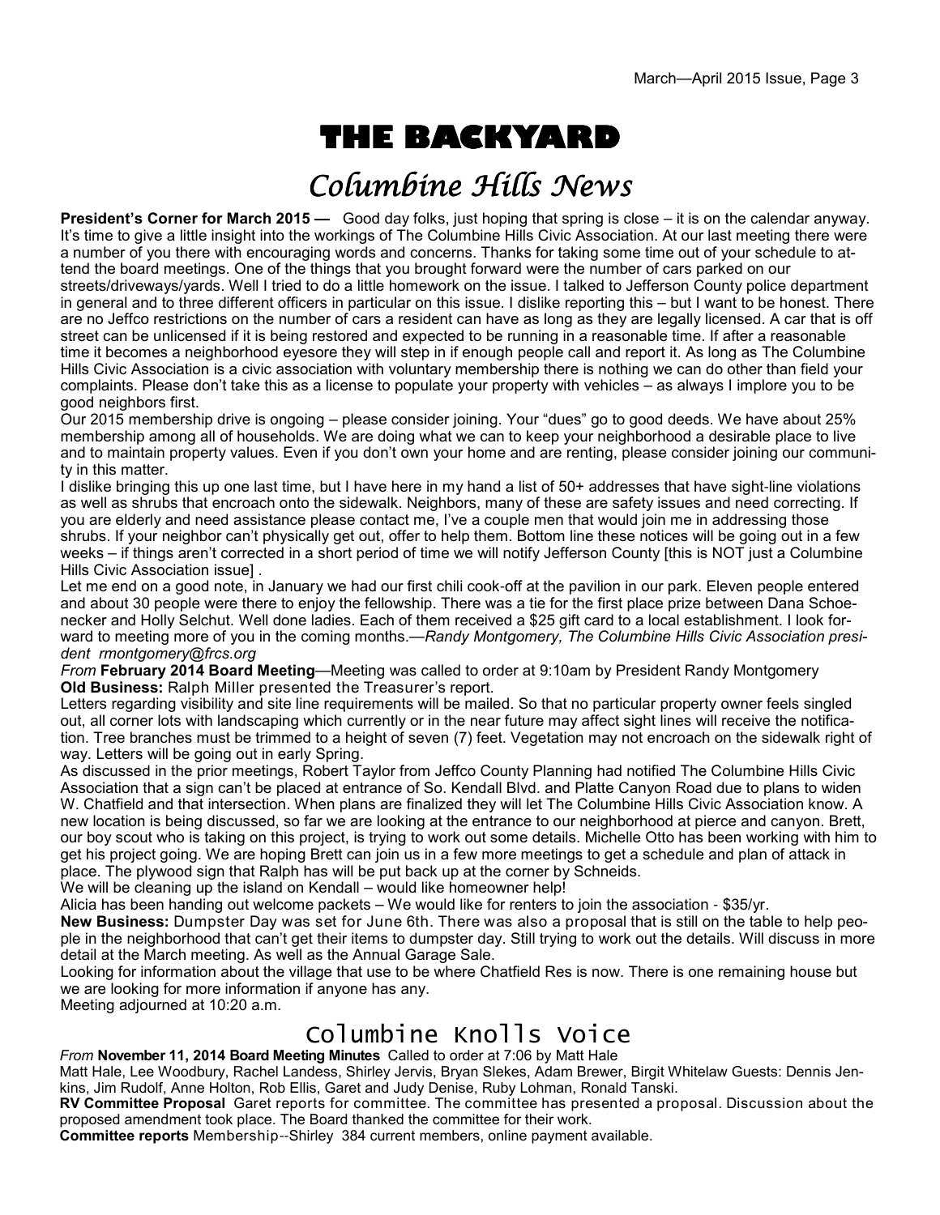# THE BACKYARD

## Columbine Hills News

**President's Corner for March 2015 —** Good day folks, just hoping that spring is close – it is on the calendar anyway. It's time to give a little insight into the workings of The Columbine Hills Civic Association. At our last meeting there were a number of you there with encouraging words and concerns. Thanks for taking some time out of your schedule to attend the board meetings. One of the things that you brought forward were the number of cars parked on our streets/driveways/yards. Well I tried to do a little homework on the issue. I talked to Jefferson County police department in general and to three different officers in particular on this issue. I dislike reporting this – but I want to be honest. There are no Jeffco restrictions on the number of cars a resident can have as long as they are legally licensed. A car that is off street can be unlicensed if it is being restored and expected to be running in a reasonable time. If after a reasonable time it becomes a neighborhood eyesore they will step in if enough people call and report it. As long as The Columbine Hills Civic Association is a civic association with voluntary membership there is nothing we can do other than field your complaints. Please don't take this as a license to populate your property with vehicles – as always I implore you to be good neighbors first.

Our 2015 membership drive is ongoing – please consider joining. Your "dues" go to good deeds. We have about 25% membership among all of households. We are doing what we can to keep your neighborhood a desirable place to live and to maintain property values. Even if you don't own your home and are renting, please consider joining our community in this matter.

I dislike bringing this up one last time, but I have here in my hand a list of 50+ addresses that have sight-line violations as well as shrubs that encroach onto the sidewalk. Neighbors, many of these are safety issues and need correcting. If you are elderly and need assistance please contact me, I've a couple men that would join me in addressing those shrubs. If your neighbor can't physically get out, offer to help them. Bottom line these notices will be going out in a few weeks – if things aren't corrected in a short period of time we will notify Jefferson County [this is NOT just a Columbine Hills Civic Association issue] .

Let me end on a good note, in January we had our first chili cook-off at the pavilion in our park. Eleven people entered and about 30 people were there to enjoy the fellowship. There was a tie for the first place prize between Dana Schoenecker and Holly Selchut. Well done ladies. Each of them received a $25 gift card to a local establishment. I look forward to meeting more of you in the coming months.—*Randy Montgomery, The Columbine Hills Civic Association president rmontgomery@frcs.org*

*From* **February 2014 Board Meeting**—Meeting was called to order at 9:10am by President Randy Montgomery

**Old Business:** Ralph Miller presented the Treasurer's report.

Letters regarding visibility and site line requirements will be mailed. So that no particular property owner feels singled out, all corner lots with landscaping which currently or in the near future may affect sight lines will receive the notification. Tree branches must be trimmed to a height of seven (7) feet. Vegetation may not encroach on the sidewalk right of way. Letters will be going out in early Spring.

As discussed in the prior meetings, Robert Taylor from Jeffco County Planning had notified The Columbine Hills Civic Association that a sign can't be placed at entrance of So. Kendall Blvd. and Platte Canyon Road due to plans to widen W. Chatfield and that intersection. When plans are finalized they will let The Columbine Hills Civic Association know. A new location is being discussed, so far we are looking at the entrance to our neighborhood at pierce and canyon. Brett, our boy scout who is taking on this project, is trying to work out some details. Michelle Otto has been working with him to get his project going. We are hoping Brett can join us in a few more meetings to get a schedule and plan of attack in place. The plywood sign that Ralph has will be put back up at the corner by Schneids.

We will be cleaning up the island on Kendall – would like homeowner help!

Alicia has been handing out welcome packets – We would like for renters to join the association - $35/yr.

**New Business:** Dumpster Day was set for June 6th. There was also a proposal that is still on the table to help people in the neighborhood that can't get their items to dumpster day. Still trying to work out the details. Will discuss in more detail at the March meeting. As well as the Annual Garage Sale.

Looking for information about the village that use to be where Chatfield Res is now. There is one remaining house but we are looking for more information if anyone has any.

Meeting adjourned at 10:20 a.m.

## Columbine Knolls Voice

*From* **November 11, 2014 Board Meeting Minutes** Called to order at 7:06 by Matt Hale

Matt Hale, Lee Woodbury, Rachel Landess, Shirley Jervis, Bryan Slekes, Adam Brewer, Birgit Whitelaw Guests: Dennis Jenkins, Jim Rudolf, Anne Holton, Rob Ellis, Garet and Judy Denise, Ruby Lohman, Ronald Tanski.

**RV Committee Proposal** Garet reports for committee. The committee has presented a proposal. Discussion about the proposed amendment took place. The Board thanked the committee for their work.

**Committee reports** Membership--Shirley 384 current members, online payment available.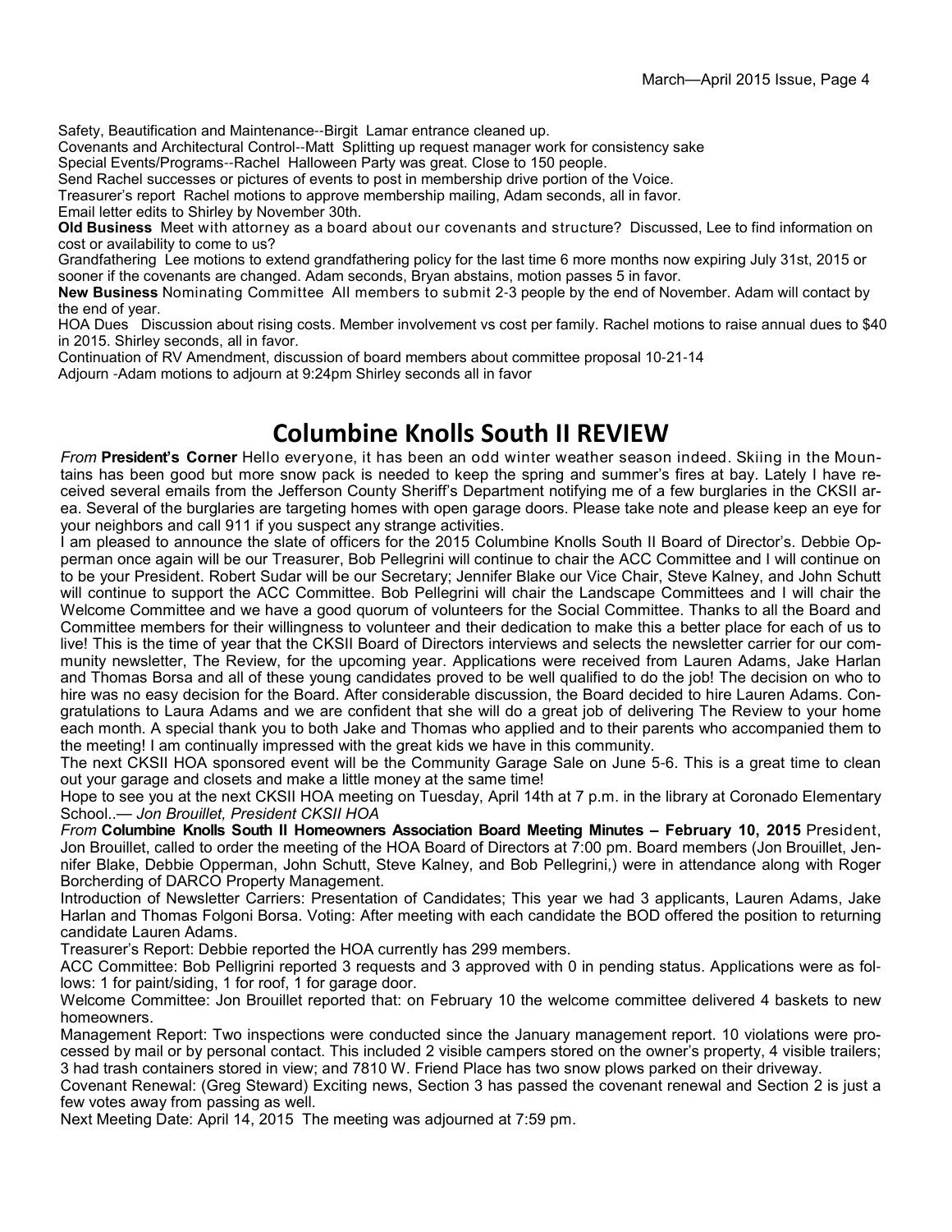Safety, Beautification and Maintenance--Birgit Lamar entrance cleaned up.
Covenants and Architectural Control--Matt Splitting up request manager work for consistency sake
Special Events/Programs--Rachel Halloween Party was great. Close to 150 people.
Send Rachel successes or pictures of events to post in membership drive portion of the Voice.
Treasurer's report Rachel motions to approve membership mailing, Adam seconds, all in favor.
Email letter edits to Shirley by November 30th.

**Old Business** Meet with attorney as a board about our covenants and structure? Discussed, Lee to find information on cost or availability to come to us?

Grandfathering Lee motions to extend grandfathering policy for the last time 6 more months now expiring July 31st, 2015 or sooner if the covenants are changed. Adam seconds, Bryan abstains, motion passes 5 in favor.

**New Business** Nominating Committee All members to submit 2-3 people by the end of November. Adam will contact by the end of year.

HOA Dues Discussion about rising costs. Member involvement vs cost per family. Rachel motions to raise annual dues to $40 in 2015. Shirley seconds, all in favor.

Continuation of RV Amendment, discussion of board members about committee proposal 10-21-14

Adjourn -Adam motions to adjourn at 9:24pm Shirley seconds all in favor

# Columbine Knolls South II REVIEW

*From* **President's Corner** Hello everyone, it has been an odd winter weather season indeed. Skiing in the Mountains has been good but more snow pack is needed to keep the spring and summer's fires at bay. Lately I have received several emails from the Jefferson County Sheriff's Department notifying me of a few burglaries in the CKSII area. Several of the burglaries are targeting homes with open garage doors. Please take note and please keep an eye for your neighbors and call 911 if you suspect any strange activities.

I am pleased to announce the slate of officers for the 2015 Columbine Knolls South II Board of Director's. Debbie Opperman once again will be our Treasurer, Bob Pellegrini will continue to chair the ACC Committee and I will continue on to be your President. Robert Sudar will be our Secretary; Jennifer Blake our Vice Chair, Steve Kalney, and John Schutt will continue to support the ACC Committee. Bob Pellegrini will chair the Landscape Committees and I will chair the Welcome Committee and we have a good quorum of volunteers for the Social Committee. Thanks to all the Board and Committee members for their willingness to volunteer and their dedication to make this a better place for each of us to live! This is the time of year that the CKSII Board of Directors interviews and selects the newsletter carrier for our community newsletter, The Review, for the upcoming year. Applications were received from Lauren Adams, Jake Harlan and Thomas Borsa and all of these young candidates proved to be well qualified to do the job! The decision on who to hire was no easy decision for the Board. After considerable discussion, the Board decided to hire Lauren Adams. Congratulations to Laura Adams and we are confident that she will do a great job of delivering The Review to your home each month. A special thank you to both Jake and Thomas who applied and to their parents who accompanied them to the meeting! I am continually impressed with the great kids we have in this community.

The next CKSII HOA sponsored event will be the Community Garage Sale on June 5-6. This is a great time to clean out your garage and closets and make a little money at the same time!

Hope to see you at the next CKSII HOA meeting on Tuesday, April 14th at 7 p.m. in the library at Coronado Elementary School..— *Jon Brouillet, President CKSII HOA*

*From* **Columbine Knolls South II Homeowners Association Board Meeting Minutes – February 10, 2015** President, Jon Brouillet, called to order the meeting of the HOA Board of Directors at 7:00 pm. Board members (Jon Brouillet, Jennifer Blake, Debbie Opperman, John Schutt, Steve Kalney, and Bob Pellegrini,) were in attendance along with Roger Borcherding of DARCO Property Management.

Introduction of Newsletter Carriers: Presentation of Candidates; This year we had 3 applicants, Lauren Adams, Jake Harlan and Thomas Folgoni Borsa. Voting: After meeting with each candidate the BOD offered the position to returning candidate Lauren Adams.

Treasurer's Report: Debbie reported the HOA currently has 299 members.

ACC Committee: Bob Pelligrini reported 3 requests and 3 approved with 0 in pending status. Applications were as follows: 1 for paint/siding, 1 for roof, 1 for garage door.

Welcome Committee: Jon Brouillet reported that: on February 10 the welcome committee delivered 4 baskets to new homeowners.

Management Report: Two inspections were conducted since the January management report. 10 violations were processed by mail or by personal contact. This included 2 visible campers stored on the owner's property, 4 visible trailers; 3 had trash containers stored in view; and 7810 W. Friend Place has two snow plows parked on their driveway.

Covenant Renewal: (Greg Steward) Exciting news, Section 3 has passed the covenant renewal and Section 2 is just a few votes away from passing as well.

Next Meeting Date: April 14, 2015 The meeting was adjourned at 7:59 pm.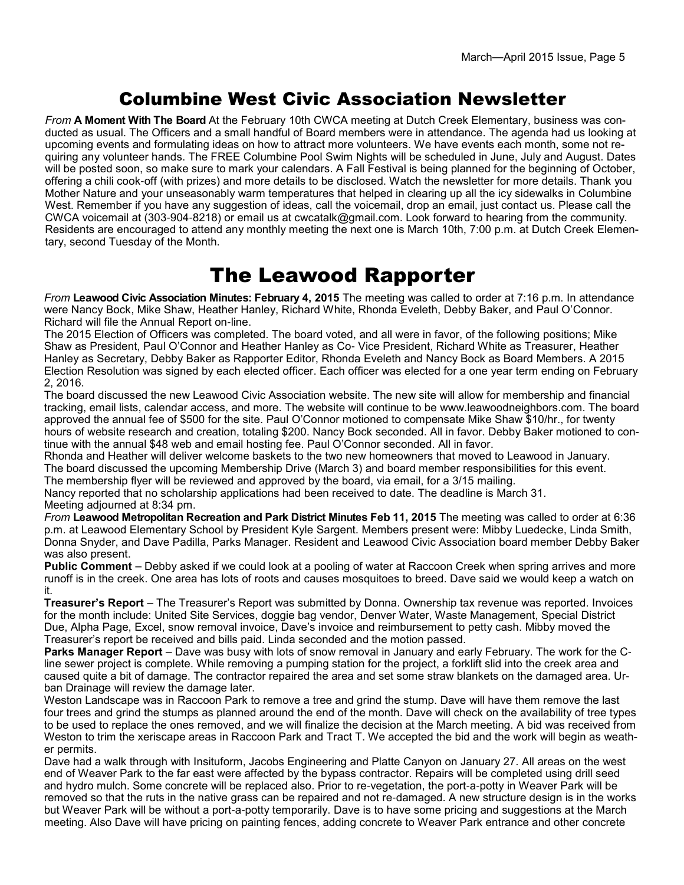# Columbine West Civic Association Newsletter

*From* **A Moment With The Board** At the February 10th CWCA meeting at Dutch Creek Elementary, business was conducted as usual. The Officers and a small handful of Board members were in attendance. The agenda had us looking at upcoming events and formulating ideas on how to attract more volunteers. We have events each month, some not requiring any volunteer hands. The FREE Columbine Pool Swim Nights will be scheduled in June, July and August. Dates will be posted soon, so make sure to mark your calendars. A Fall Festival is being planned for the beginning of October, offering a chili cook-off (with prizes) and more details to be disclosed. Watch the newsletter for more details. Thank you Mother Nature and your unseasonably warm temperatures that helped in clearing up all the icy sidewalks in Columbine West. Remember if you have any suggestion of ideas, call the voicemail, drop an email, just contact us. Please call the CWCA voicemail at (303-904-8218) or email us at cwcatalk@gmail.com. Look forward to hearing from the community. Residents are encouraged to attend any monthly meeting the next one is March 10th, 7:00 p.m. at Dutch Creek Elementary, second Tuesday of the Month.

# The Leawood Rapporter

*From* **Leawood Civic Association Minutes: February 4, 2015** The meeting was called to order at 7:16 p.m. In attendance were Nancy Bock, Mike Shaw, Heather Hanley, Richard White, Rhonda Eveleth, Debby Baker, and Paul O'Connor. Richard will file the Annual Report on-line.

The 2015 Election of Officers was completed. The board voted, and all were in favor, of the following positions; Mike Shaw as President, Paul O'Connor and Heather Hanley as Co- Vice President, Richard White as Treasurer, Heather Hanley as Secretary, Debby Baker as Rapporter Editor, Rhonda Eveleth and Nancy Bock as Board Members. A 2015 Election Resolution was signed by each elected officer. Each officer was elected for a one year term ending on February 2, 2016.

The board discussed the new Leawood Civic Association website. The new site will allow for membership and financial tracking, email lists, calendar access, and more. The website will continue to be www.leawoodneighbors.com. The board approved the annual fee of $500 for the site. Paul O'Connor motioned to compensate Mike Shaw $10/hr., for twenty hours of website research and creation, totaling $200. Nancy Bock seconded. All in favor. Debby Baker motioned to continue with the annual $48 web and email hosting fee. Paul O'Connor seconded. All in favor.

Rhonda and Heather will deliver welcome baskets to the two new homeowners that moved to Leawood in January.

The board discussed the upcoming Membership Drive (March 3) and board member responsibilities for this event.

The membership flyer will be reviewed and approved by the board, via email, for a 3/15 mailing.

Nancy reported that no scholarship applications had been received to date. The deadline is March 31.

Meeting adjourned at 8:34 pm.

*From* **Leawood Metropolitan Recreation and Park District Minutes Feb 11, 2015** The meeting was called to order at 6:36 p.m. at Leawood Elementary School by President Kyle Sargent. Members present were: Mibby Luedecke, Linda Smith, Donna Snyder, and Dave Padilla, Parks Manager. Resident and Leawood Civic Association board member Debby Baker was also present.

**Public Comment** – Debby asked if we could look at a pooling of water at Raccoon Creek when spring arrives and more runoff is in the creek. One area has lots of roots and causes mosquitoes to breed. Dave said we would keep a watch on it.

**Treasurer's Report** – The Treasurer's Report was submitted by Donna. Ownership tax revenue was reported. Invoices for the month include: United Site Services, doggie bag vendor, Denver Water, Waste Management, Special District Due, Alpha Page, Excel, snow removal invoice, Dave's invoice and reimbursement to petty cash. Mibby moved the Treasurer's report be received and bills paid. Linda seconded and the motion passed.

**Parks Manager Report** – Dave was busy with lots of snow removal in January and early February. The work for the C-line sewer project is complete. While removing a pumping station for the project, a forklift slid into the creek area and caused quite a bit of damage. The contractor repaired the area and set some straw blankets on the damaged area. Urban Drainage will review the damage later.

Weston Landscape was in Raccoon Park to remove a tree and grind the stump. Dave will have them remove the last four trees and grind the stumps as planned around the end of the month. Dave will check on the availability of tree types to be used to replace the ones removed, and we will finalize the decision at the March meeting. A bid was received from Weston to trim the xeriscape areas in Raccoon Park and Tract T. We accepted the bid and the work will begin as weather permits.

Dave had a walk through with Insituform, Jacobs Engineering and Platte Canyon on January 27. All areas on the west end of Weaver Park to the far east were affected by the bypass contractor. Repairs will be completed using drill seed and hydro mulch. Some concrete will be replaced also. Prior to re-vegetation, the port-a-potty in Weaver Park will be removed so that the ruts in the native grass can be repaired and not re-damaged. A new structure design is in the works but Weaver Park will be without a port-a-potty temporarily. Dave is to have some pricing and suggestions at the March meeting. Also Dave will have pricing on painting fences, adding concrete to Weaver Park entrance and other concrete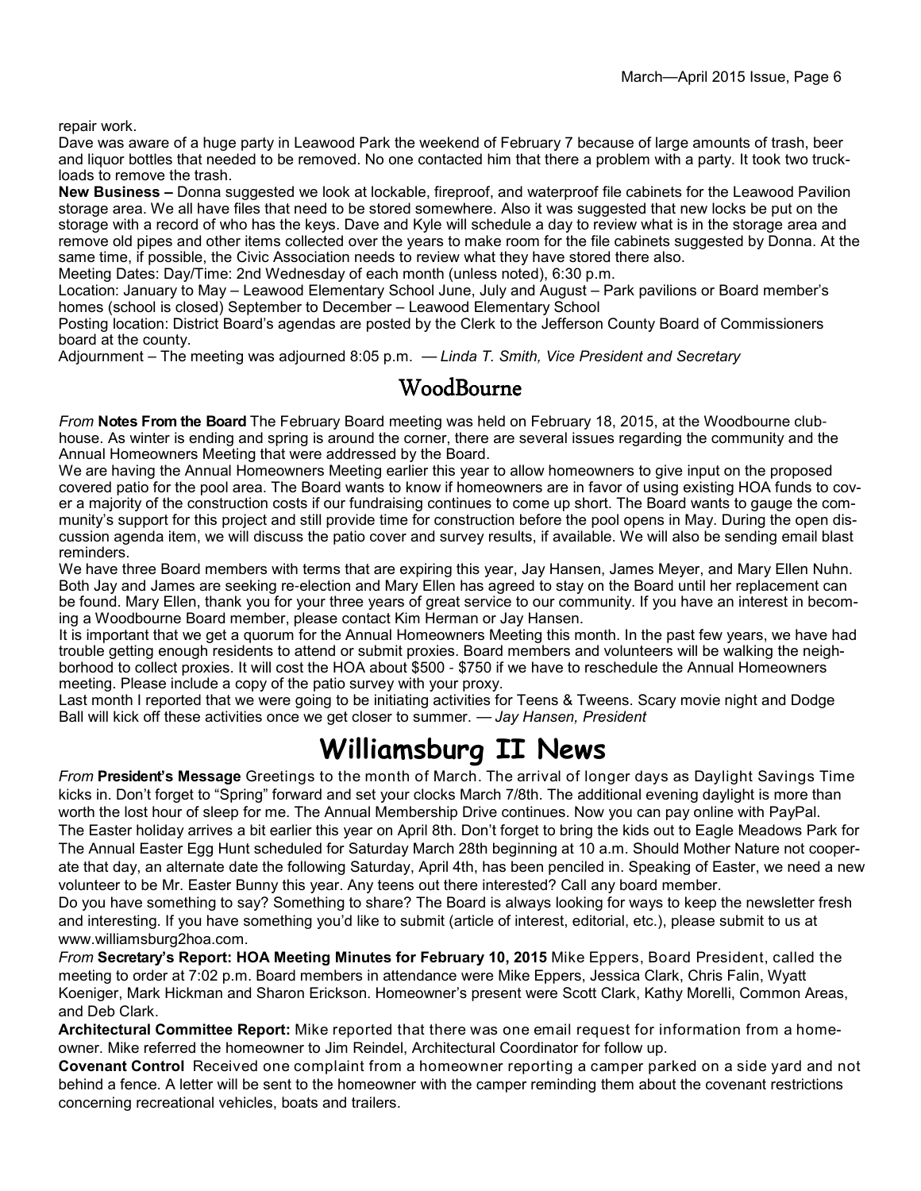repair work.

Dave was aware of a huge party in Leawood Park the weekend of February 7 because of large amounts of trash, beer and liquor bottles that needed to be removed. No one contacted him that there a problem with a party. It took two truck-loads to remove the trash.

**New Business –** Donna suggested we look at lockable, fireproof, and waterproof file cabinets for the Leawood Pavilion storage area. We all have files that need to be stored somewhere. Also it was suggested that new locks be put on the storage with a record of who has the keys. Dave and Kyle will schedule a day to review what is in the storage area and remove old pipes and other items collected over the years to make room for the file cabinets suggested by Donna. At the same time, if possible, the Civic Association needs to review what they have stored there also.

Meeting Dates: Day/Time: 2nd Wednesday of each month (unless noted), 6:30 p.m.

Location: January to May – Leawood Elementary School June, July and August – Park pavilions or Board member's homes (school is closed) September to December – Leawood Elementary School

Posting location: District Board's agendas are posted by the Clerk to the Jefferson County Board of Commissioners board at the county.

Adjournment – The meeting was adjourned 8:05 p.m. — *Linda T. Smith, Vice President and Secretary*

## WoodBourne

*From* **Notes From the Board** The February Board meeting was held on February 18, 2015, at the Woodbourne clubhouse. As winter is ending and spring is around the corner, there are several issues regarding the community and the Annual Homeowners Meeting that were addressed by the Board.

We are having the Annual Homeowners Meeting earlier this year to allow homeowners to give input on the proposed covered patio for the pool area. The Board wants to know if homeowners are in favor of using existing HOA funds to cover a majority of the construction costs if our fundraising continues to come up short. The Board wants to gauge the community's support for this project and still provide time for construction before the pool opens in May. During the open discussion agenda item, we will discuss the patio cover and survey results, if available. We will also be sending email blast reminders.

We have three Board members with terms that are expiring this year, Jay Hansen, James Meyer, and Mary Ellen Nuhn. Both Jay and James are seeking re-election and Mary Ellen has agreed to stay on the Board until her replacement can be found. Mary Ellen, thank you for your three years of great service to our community. If you have an interest in becoming a Woodbourne Board member, please contact Kim Herman or Jay Hansen.

It is important that we get a quorum for the Annual Homeowners Meeting this month. In the past few years, we have had trouble getting enough residents to attend or submit proxies. Board members and volunteers will be walking the neighborhood to collect proxies. It will cost the HOA about $500 - $750 if we have to reschedule the Annual Homeowners meeting. Please include a copy of the patio survey with your proxy.

Last month I reported that we were going to be initiating activities for Teens & Tweens. Scary movie night and Dodge Ball will kick off these activities once we get closer to summer. — *Jay Hansen, President*

# Williamsburg II News

*From* **President's Message** Greetings to the month of March. The arrival of longer days as Daylight Savings Time kicks in. Don't forget to "Spring" forward and set your clocks March 7/8th. The additional evening daylight is more than worth the lost hour of sleep for me. The Annual Membership Drive continues. Now you can pay online with PayPal.

The Easter holiday arrives a bit earlier this year on April 8th. Don't forget to bring the kids out to Eagle Meadows Park for The Annual Easter Egg Hunt scheduled for Saturday March 28th beginning at 10 a.m. Should Mother Nature not cooperate that day, an alternate date the following Saturday, April 4th, has been penciled in. Speaking of Easter, we need a new volunteer to be Mr. Easter Bunny this year. Any teens out there interested? Call any board member.

Do you have something to say? Something to share? The Board is always looking for ways to keep the newsletter fresh and interesting. If you have something you'd like to submit (article of interest, editorial, etc.), please submit to us at www.williamsburg2hoa.com.

*From* **Secretary's Report: HOA Meeting Minutes for February 10, 2015** Mike Eppers, Board President, called the meeting to order at 7:02 p.m. Board members in attendance were Mike Eppers, Jessica Clark, Chris Falin, Wyatt Koeniger, Mark Hickman and Sharon Erickson. Homeowner's present were Scott Clark, Kathy Morelli, Common Areas, and Deb Clark.

**Architectural Committee Report:** Mike reported that there was one email request for information from a homeowner. Mike referred the homeowner to Jim Reindel, Architectural Coordinator for follow up.

**Covenant Control** Received one complaint from a homeowner reporting a camper parked on a side yard and not behind a fence. A letter will be sent to the homeowner with the camper reminding them about the covenant restrictions concerning recreational vehicles, boats and trailers.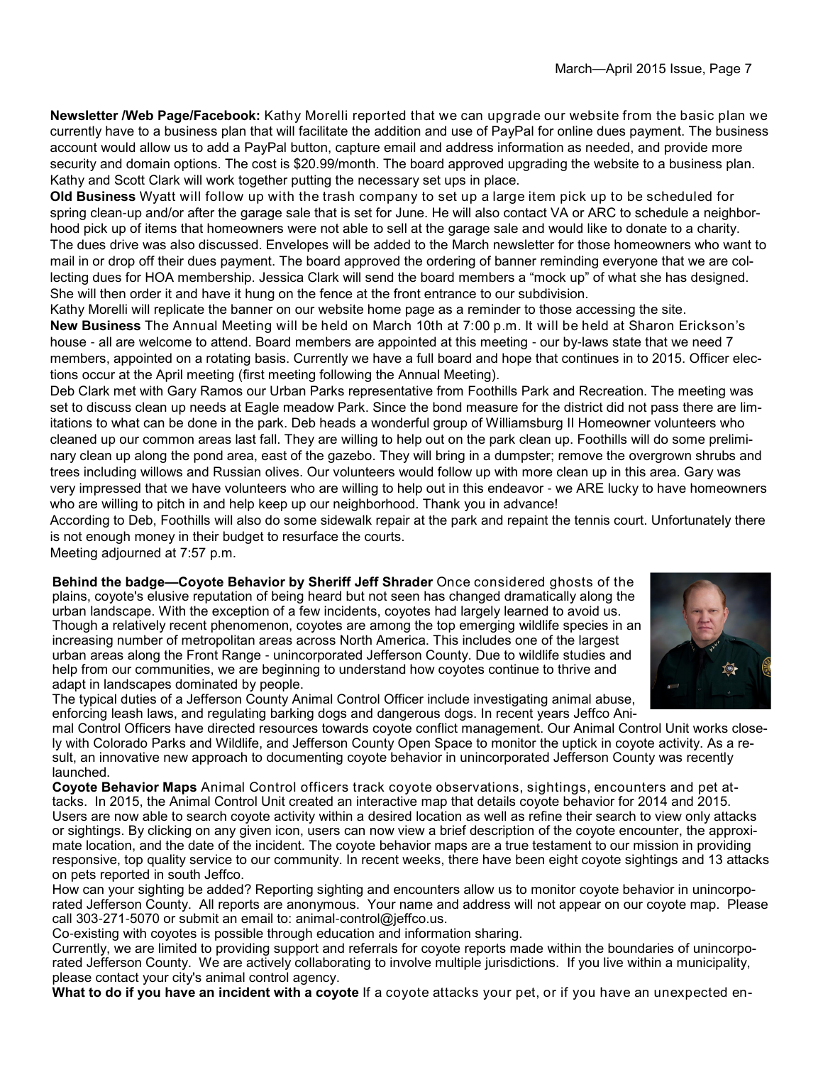**Newsletter /Web Page/Facebook:** Kathy Morelli reported that we can upgrade our website from the basic plan we currently have to a business plan that will facilitate the addition and use of PayPal for online dues payment. The business account would allow us to add a PayPal button, capture email and address information as needed, and provide more security and domain options. The cost is $20.99/month. The board approved upgrading the website to a business plan. Kathy and Scott Clark will work together putting the necessary set ups in place.

**Old Business** Wyatt will follow up with the trash company to set up a large item pick up to be scheduled for spring clean-up and/or after the garage sale that is set for June. He will also contact VA or ARC to schedule a neighborhood pick up of items that homeowners were not able to sell at the garage sale and would like to donate to a charity. The dues drive was also discussed. Envelopes will be added to the March newsletter for those homeowners who want to mail in or drop off their dues payment. The board approved the ordering of banner reminding everyone that we are collecting dues for HOA membership. Jessica Clark will send the board members a "mock up" of what she has designed. She will then order it and have it hung on the fence at the front entrance to our subdivision.

Kathy Morelli will replicate the banner on our website home page as a reminder to those accessing the site.

**New Business** The Annual Meeting will be held on March 10th at 7:00 p.m. It will be held at Sharon Erickson's house - all are welcome to attend. Board members are appointed at this meeting - our by-laws state that we need 7 members, appointed on a rotating basis. Currently we have a full board and hope that continues in to 2015. Officer elections occur at the April meeting (first meeting following the Annual Meeting).

Deb Clark met with Gary Ramos our Urban Parks representative from Foothills Park and Recreation. The meeting was set to discuss clean up needs at Eagle meadow Park. Since the bond measure for the district did not pass there are limitations to what can be done in the park. Deb heads a wonderful group of Williamsburg II Homeowner volunteers who cleaned up our common areas last fall. They are willing to help out on the park clean up. Foothills will do some preliminary clean up along the pond area, east of the gazebo. They will bring in a dumpster; remove the overgrown shrubs and trees including willows and Russian olives. Our volunteers would follow up with more clean up in this area. Gary was very impressed that we have volunteers who are willing to help out in this endeavor - we ARE lucky to have homeowners who are willing to pitch in and help keep up our neighborhood. Thank you in advance!

According to Deb, Foothills will also do some sidewalk repair at the park and repaint the tennis court. Unfortunately there is not enough money in their budget to resurface the courts.

Meeting adjourned at 7:57 p.m.

**Behind the badge—Coyote Behavior by Sheriff Jeff Shrader** Once considered ghosts of the plains, coyote's elusive reputation of being heard but not seen has changed dramatically along the urban landscape. With the exception of a few incidents, coyotes had largely learned to avoid us. Though a relatively recent phenomenon, coyotes are among the top emerging wildlife species in an increasing number of metropolitan areas across North America. This includes one of the largest urban areas along the Front Range - unincorporated Jefferson County. Due to wildlife studies and help from our communities, we are beginning to understand how coyotes continue to thrive and adapt in landscapes dominated by people.

The typical duties of a Jefferson County Animal Control Officer include investigating animal abuse, enforcing leash laws, and regulating barking dogs and dangerous dogs. In recent years Jeffco Animal Control Officers have directed resources towards coyote conflict management. Our Animal Control Unit works closely with Colorado Parks and Wildlife, and Jefferson County Open Space to monitor the uptick in coyote activity. As a result, an innovative new approach to documenting coyote behavior in unincorporated Jefferson County was recently launched.

**Coyote Behavior Maps** Animal Control officers track coyote observations, sightings, encounters and pet attacks. In 2015, the Animal Control Unit created an interactive map that details coyote behavior for 2014 and 2015. Users are now able to search coyote activity within a desired location as well as refine their search to view only attacks or sightings. By clicking on any given icon, users can now view a brief description of the coyote encounter, the approximate location, and the date of the incident. The coyote behavior maps are a true testament to our mission in providing responsive, top quality service to our community. In recent weeks, there have been eight coyote sightings and 13 attacks on pets reported in south Jeffco.

How can your sighting be added? Reporting sighting and encounters allow us to monitor coyote behavior in unincorporated Jefferson County. All reports are anonymous. Your name and address will not appear on our coyote map. Please call 303-271-5070 or submit an email to: animal-control@jeffco.us.

Co-existing with coyotes is possible through education and information sharing.

Currently, we are limited to providing support and referrals for coyote reports made within the boundaries of unincorporated Jefferson County. We are actively collaborating to involve multiple jurisdictions. If you live within a municipality, please contact your city's animal control agency.

**What to do if you have an incident with a coyote** If a coyote attacks your pet, or if you have an unexpected en-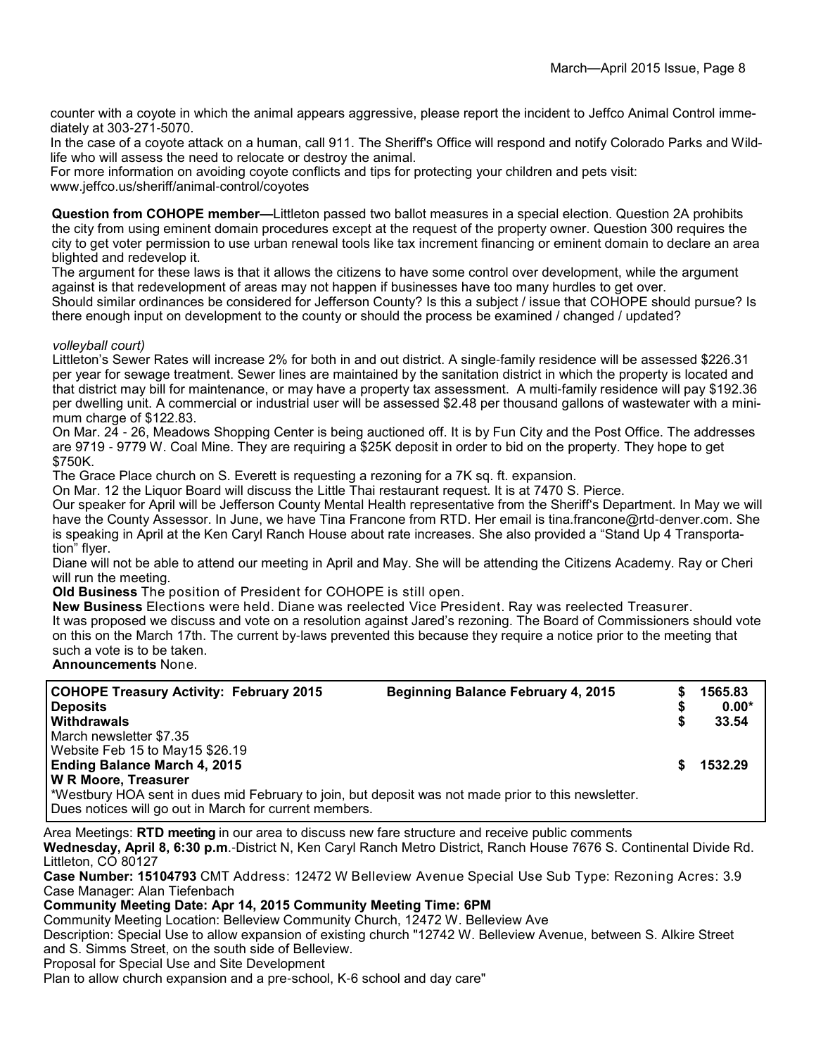counter with a coyote in which the animal appears aggressive, please report the incident to Jeffco Animal Control immediately at 303-271-5070.

In the case of a coyote attack on a human, call 911. The Sheriff's Office will respond and notify Colorado Parks and Wildlife who will assess the need to relocate or destroy the animal.

For more information on avoiding coyote conflicts and tips for protecting your children and pets visit: www.jeffco.us/sheriff/animal-control/coyotes

**Question from COHOPE member—**Littleton passed two ballot measures in a special election. Question 2A prohibits the city from using eminent domain procedures except at the request of the property owner. Question 300 requires the city to get voter permission to use urban renewal tools like tax increment financing or eminent domain to declare an area blighted and redevelop it.

The argument for these laws is that it allows the citizens to have some control over development, while the argument against is that redevelopment of areas may not happen if businesses have too many hurdles to get over.

Should similar ordinances be considered for Jefferson County? Is this a subject / issue that COHOPE should pursue? Is there enough input on development to the county or should the process be examined / changed / updated?

*volleyball court)*

Littleton's Sewer Rates will increase 2% for both in and out district. A single-family residence will be assessed $226.31 per year for sewage treatment. Sewer lines are maintained by the sanitation district in which the property is located and that district may bill for maintenance, or may have a property tax assessment. A multi-family residence will pay $192.36 per dwelling unit. A commercial or industrial user will be assessed $2.48 per thousand gallons of wastewater with a minimum charge of $122.83.

On Mar. 24 - 26, Meadows Shopping Center is being auctioned off. It is by Fun City and the Post Office. The addresses are 9719 - 9779 W. Coal Mine. They are requiring a $25K deposit in order to bid on the property. They hope to get $750K.

The Grace Place church on S. Everett is requesting a rezoning for a 7K sq. ft. expansion.

On Mar. 12 the Liquor Board will discuss the Little Thai restaurant request. It is at 7470 S. Pierce.

Our speaker for April will be Jefferson County Mental Health representative from the Sheriff's Department. In May we will have the County Assessor. In June, we have Tina Francone from RTD. Her email is tina.francone@rtd-denver.com. She is speaking in April at the Ken Caryl Ranch House about rate increases. She also provided a "Stand Up 4 Transportation" flyer.

Diane will not be able to attend our meeting in April and May. She will be attending the Citizens Academy. Ray or Cheri will run the meeting.

**Old Business** The position of President for COHOPE is still open.

**New Business** Elections were held. Diane was reelected Vice President. Ray was reelected Treasurer.

It was proposed we discuss and vote on a resolution against Jared's rezoning. The Board of Commissioners should vote on this on the March 17th. The current by-laws prevented this because they require a notice prior to the meeting that such a vote is to be taken.

**Announcements** None.

| **COHOPE Treasury Activity: February 2015** | **Beginning Balance February 4, 2015** | **$** | **1565.83** |
|---|---|---|---|
| **Deposits** | | **$** | **0.00*** |
| **Withdrawals** | | **$** | **33.54** |
| March newsletter $7.35 | | | |
| Website Feb 15 to May15 $26.19 | | | |
| **Ending Balance March 4, 2015** | | **$** | **1532.29** |
| **W R Moore, Treasurer** | | | |
| *Westbury HOA sent in dues mid February to join, but deposit was not made prior to this newsletter. | | | |
| Dues notices will go out in March for current members. | | | |

Area Meetings: **RTD meeting** in our area to discuss new fare structure and receive public comments

**Wednesday, April 8, 6:30 p.m**.-District N, Ken Caryl Ranch Metro District, Ranch House 7676 S. Continental Divide Rd. Littleton, CO 80127

**Case Number: 15104793** CMT Address: 12472 W Belleview Avenue Special Use Sub Type: Rezoning Acres: 3.9 Case Manager: Alan Tiefenbach

**Community Meeting Date: Apr 14, 2015 Community Meeting Time: 6PM**

Community Meeting Location: Belleview Community Church, 12472 W. Belleview Ave

Description: Special Use to allow expansion of existing church "12742 W. Belleview Avenue, between S. Alkire Street and S. Simms Street, on the south side of Belleview.

Proposal for Special Use and Site Development

Plan to allow church expansion and a pre-school, K-6 school and day care"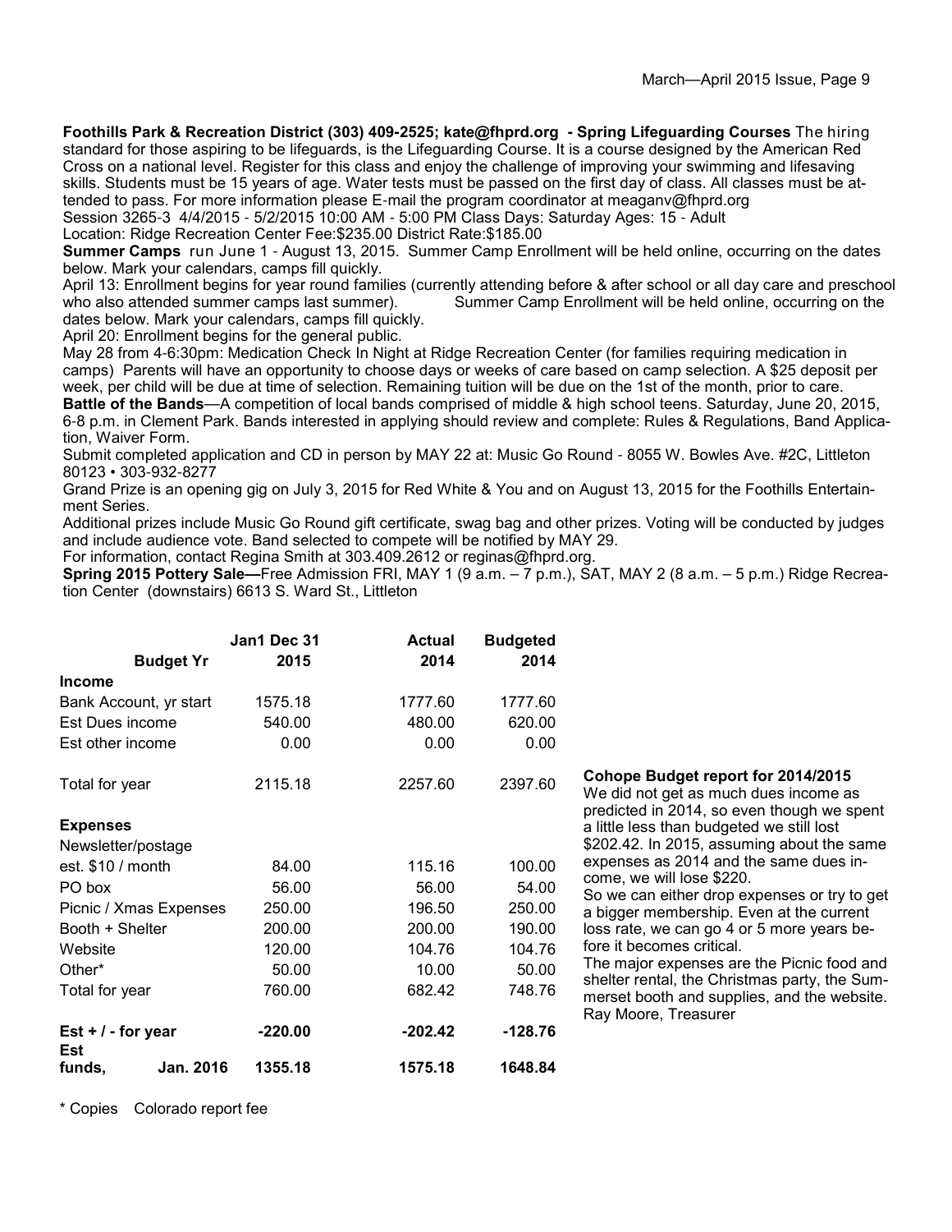**Foothills Park & Recreation District (303) 409-2525; kate@fhprd.org - Spring Lifeguarding Courses** The hiring standard for those aspiring to be lifeguards, is the Lifeguarding Course. It is a course designed by the American Red Cross on a national level. Register for this class and enjoy the challenge of improving your swimming and lifesaving skills. Students must be 15 years of age. Water tests must be passed on the first day of class. All classes must be attended to pass. For more information please E-mail the program coordinator at meaganv@fhprd.org

Session 3265-3 4/4/2015 - 5/2/2015 10:00 AM - 5:00 PM Class Days: Saturday Ages: 15 - Adult

Location: Ridge Recreation Center Fee:$235.00 District Rate:$185.00

**Summer Camps** run June 1 - August 13, 2015. Summer Camp Enrollment will be held online, occurring on the dates below. Mark your calendars, camps fill quickly.

April 13: Enrollment begins for year round families (currently attending before & after school or all day care and preschool who also attended summer camps last summer). Summer Camp Enrollment will be held online, occurring on the dates below. Mark your calendars, camps fill quickly.

April 20: Enrollment begins for the general public.

May 28 from 4-6:30pm: Medication Check In Night at Ridge Recreation Center (for families requiring medication in camps) Parents will have an opportunity to choose days or weeks of care based on camp selection. A $25 deposit per week, per child will be due at time of selection. Remaining tuition will be due on the 1st of the month, prior to care.

**Battle of the Bands**—A competition of local bands comprised of middle & high school teens. Saturday, June 20, 2015, 6-8 p.m. in Clement Park. Bands interested in applying should review and complete: Rules & Regulations, Band Application, Waiver Form.

Submit completed application and CD in person by MAY 22 at: Music Go Round - 8055 W. Bowles Ave. #2C, Littleton 80123 • 303-932-8277

Grand Prize is an opening gig on July 3, 2015 for Red White & You and on August 13, 2015 for the Foothills Entertainment Series.

Additional prizes include Music Go Round gift certificate, swag bag and other prizes. Voting will be conducted by judges and include audience vote. Band selected to compete will be notified by MAY 29.

For information, contact Regina Smith at 303.409.2612 or reginas@fhprd.org.

**Spring 2015 Pottery Sale—**Free Admission FRI, MAY 1 (9 a.m. – 7 p.m.), SAT, MAY 2 (8 a.m. – 5 p.m.) Ridge Recreation Center (downstairs) 6613 S. Ward St., Littleton

| Budget Yr | Jan1 Dec 31 2015 | Actual 2014 | Budgeted 2014 |
|---|---|---|---|
| **Income** | | | |
| Bank Account, yr start | 1575.18 | 1777.60 | 1777.60 |
| Est Dues income | 540.00 | 480.00 | 620.00 |
| Est other income | 0.00 | 0.00 | 0.00 |
| Total for year | 2115.18 | 2257.60 | 2397.60 |
| **Expenses** | | | |
| Newsletter/postage est. $10 / month | 84.00 | 115.16 | 100.00 |
| PO box | 56.00 | 56.00 | 54.00 |
| Picnic / Xmas Expenses | 250.00 | 196.50 | 250.00 |
| Booth + Shelter | 200.00 | 200.00 | 190.00 |
| Website | 120.00 | 104.76 | 104.76 |
| Other* | 50.00 | 10.00 | 50.00 |
| Total for year | 760.00 | 682.42 | 748.76 |
| **Est + / - for year** | **-220.00** | **-202.42** | **-128.76** |
| **Est funds, Jan. 2016** | **1355.18** | **1575.18** | **1648.84** |

\* Copies Colorado report fee

**Cohope Budget report for 2014/2015**

We did not get as much dues income as predicted in 2014, so even though we spent a little less than budgeted we still lost $202.42. In 2015, assuming about the same expenses as 2014 and the same dues income, we will lose $220.

So we can either drop expenses or try to get a bigger membership. Even at the current loss rate, we can go 4 or 5 more years before it becomes critical.

The major expenses are the Picnic food and shelter rental, the Christmas party, the Summerset booth and supplies, and the website.

Ray Moore, Treasurer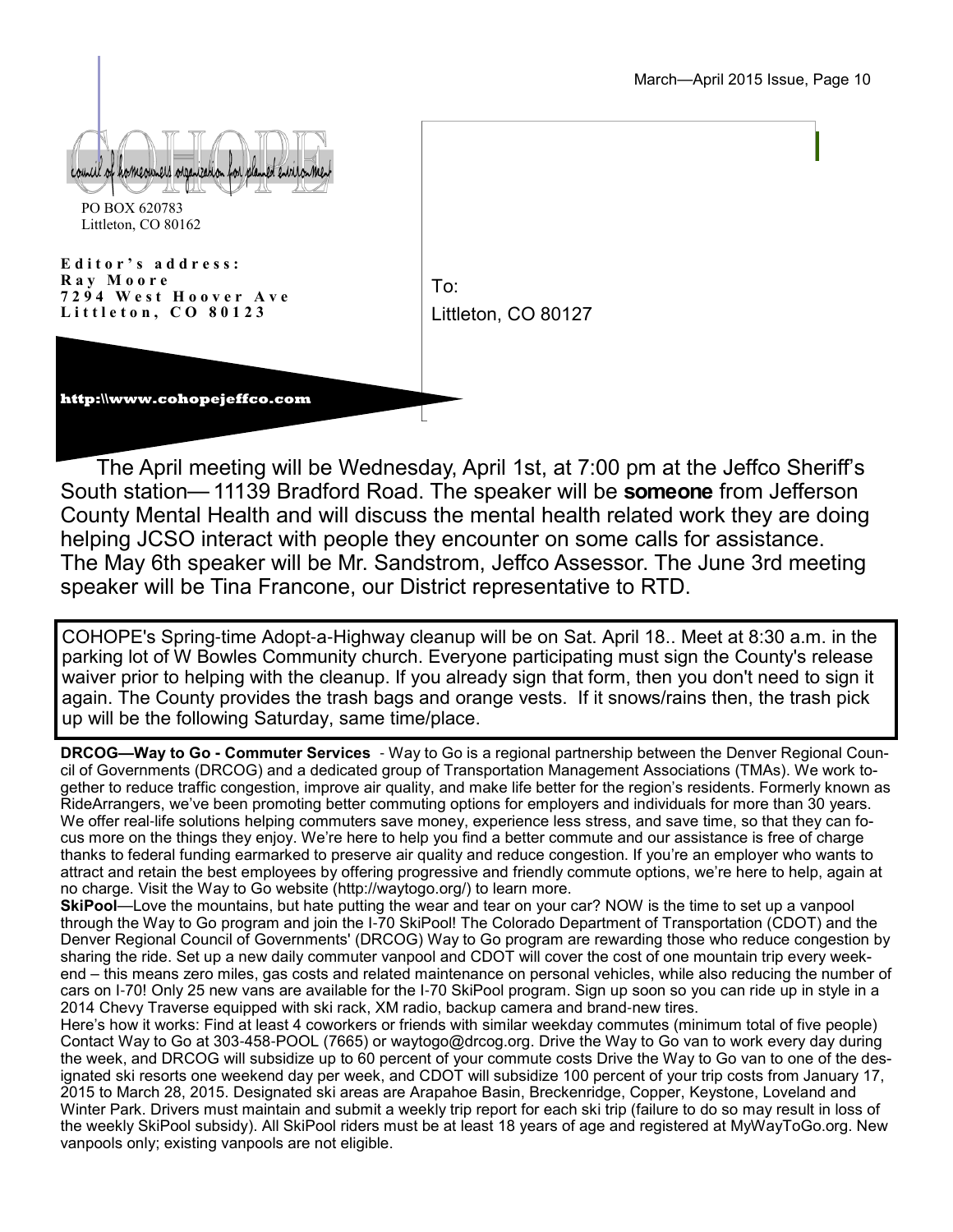COHOPE

council of homeowners organization for planned environment

PO BOX 620783
Littleton, CO 80162

**Editor's address:**
**Ray Moore**
**7294 West Hoover Ave**
**Littleton, CO 80123**

**http:\\www.cohopejeffco.com**

To:
Littleton, CO 80127

The April meeting will be Wednesday, April 1st, at 7:00 pm at the Jeffco Sheriff's South station— 11139 Bradford Road. The speaker will be **someone** from Jefferson County Mental Health and will discuss the mental health related work they are doing helping JCSO interact with people they encounter on some calls for assistance. The May 6th speaker will be Mr. Sandstrom, Jeffco Assessor. The June 3rd meeting speaker will be Tina Francone, our District representative to RTD.

COHOPE's Spring-time Adopt-a-Highway cleanup will be on Sat. April 18.. Meet at 8:30 a.m. in the parking lot of W Bowles Community church. Everyone participating must sign the County's release waiver prior to helping with the cleanup. If you already sign that form, then you don't need to sign it again. The County provides the trash bags and orange vests. If it snows/rains then, the trash pick up will be the following Saturday, same time/place.

**DRCOG—Way to Go - Commuter Services** - Way to Go is a regional partnership between the Denver Regional Council of Governments (DRCOG) and a dedicated group of Transportation Management Associations (TMAs). We work together to reduce traffic congestion, improve air quality, and make life better for the region's residents. Formerly known as RideArrangers, we've been promoting better commuting options for employers and individuals for more than 30 years. We offer real-life solutions helping commuters save money, experience less stress, and save time, so that they can focus more on the things they enjoy. We're here to help you find a better commute and our assistance is free of charge thanks to federal funding earmarked to preserve air quality and reduce congestion. If you're an employer who wants to attract and retain the best employees by offering progressive and friendly commute options, we're here to help, again at no charge. Visit the Way to Go website (http://waytogo.org/) to learn more.

**SkiPool**—Love the mountains, but hate putting the wear and tear on your car? NOW is the time to set up a vanpool through the Way to Go program and join the I-70 SkiPool! The Colorado Department of Transportation (CDOT) and the Denver Regional Council of Governments' (DRCOG) Way to Go program are rewarding those who reduce congestion by sharing the ride. Set up a new daily commuter vanpool and CDOT will cover the cost of one mountain trip every weekend – this means zero miles, gas costs and related maintenance on personal vehicles, while also reducing the number of cars on I-70! Only 25 new vans are available for the I-70 SkiPool program. Sign up soon so you can ride up in style in a 2014 Chevy Traverse equipped with ski rack, XM radio, backup camera and brand-new tires.

Here's how it works: Find at least 4 coworkers or friends with similar weekday commutes (minimum total of five people) Contact Way to Go at 303-458-POOL (7665) or waytogo@drcog.org. Drive the Way to Go van to work every day during the week, and DRCOG will subsidize up to 60 percent of your commute costs Drive the Way to Go van to one of the designated ski resorts one weekend day per week, and CDOT will subsidize 100 percent of your trip costs from January 17, 2015 to March 28, 2015. Designated ski areas are Arapahoe Basin, Breckenridge, Copper, Keystone, Loveland and Winter Park. Drivers must maintain and submit a weekly trip report for each ski trip (failure to do so may result in loss of the weekly SkiPool subsidy). All SkiPool riders must be at least 18 years of age and registered at MyWayToGo.org. New vanpools only; existing vanpools are not eligible.